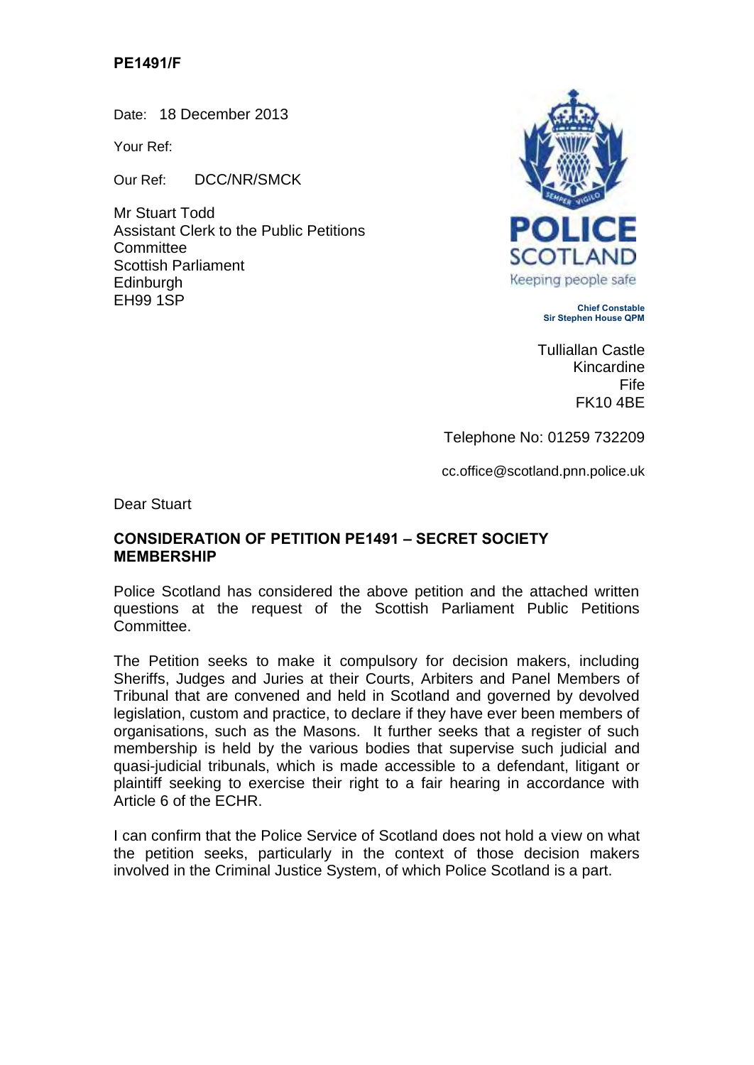**PE1491/F**

Date: 18 December 2013

Your Ref:

Our Ref: DCC/NR/SMCK

Mr Stuart Todd
Assistant Clerk to the Public Petitions Committee
Scottish Parliament
Edinburgh
EH99 1SP

POLICE SCOTLAND
Keeping people safe

**Chief Constable**
**Sir Stephen House QPM**

Tulliallan Castle
Kincardine
Fife
FK10 4BE

Telephone No: 01259 732209

cc.office@scotland.pnn.police.uk

Dear Stuart

**CONSIDERATION OF PETITION PE1491 – SECRET SOCIETY MEMBERSHIP**

Police Scotland has considered the above petition and the attached written questions at the request of the Scottish Parliament Public Petitions Committee.

The Petition seeks to make it compulsory for decision makers, including Sheriffs, Judges and Juries at their Courts, Arbiters and Panel Members of Tribunal that are convened and held in Scotland and governed by devolved legislation, custom and practice, to declare if they have ever been members of organisations, such as the Masons. It further seeks that a register of such membership is held by the various bodies that supervise such judicial and quasi-judicial tribunals, which is made accessible to a defendant, litigant or plaintiff seeking to exercise their right to a fair hearing in accordance with Article 6 of the ECHR.

I can confirm that the Police Service of Scotland does not hold a view on what the petition seeks, particularly in the context of those decision makers involved in the Criminal Justice System, of which Police Scotland is a part.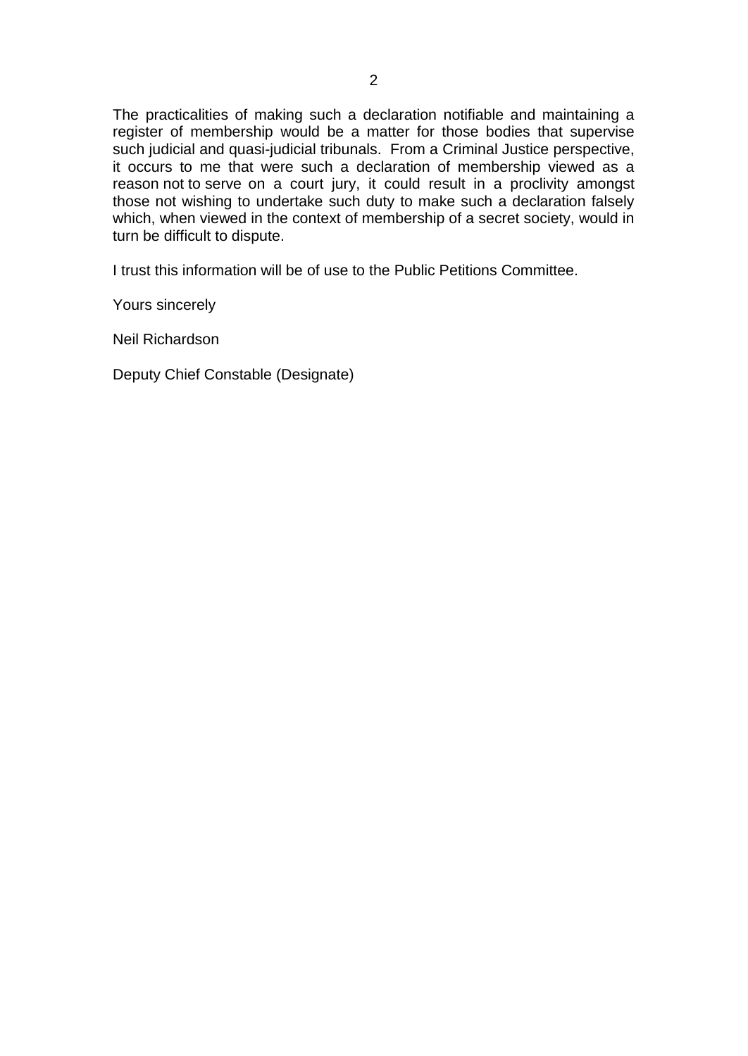The practicalities of making such a declaration notifiable and maintaining a register of membership would be a matter for those bodies that supervise such judicial and quasi-judicial tribunals. From a Criminal Justice perspective, it occurs to me that were such a declaration of membership viewed as a reason not to serve on a court jury, it could result in a proclivity amongst those not wishing to undertake such duty to make such a declaration falsely which, when viewed in the context of membership of a secret society, would in turn be difficult to dispute.

I trust this information will be of use to the Public Petitions Committee.

Yours sincerely

Neil Richardson

Deputy Chief Constable (Designate)